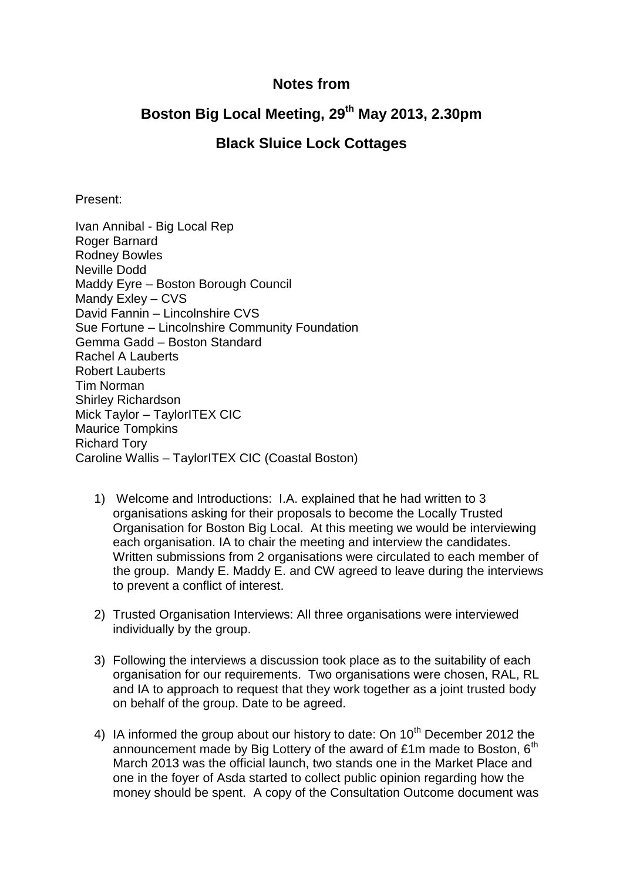# Notes from

## Boston Big Local Meeting, 29th May 2013, 2.30pm

## Black Sluice Lock Cottages

Present:

Ivan Annibal - Big Local Rep
Roger Barnard
Rodney Bowles
Neville Dodd
Maddy Eyre – Boston Borough Council
Mandy Exley – CVS
David Fannin – Lincolnshire CVS
Sue Fortune – Lincolnshire Community Foundation
Gemma Gadd – Boston Standard
Rachel A Lauberts
Robert Lauberts
Tim Norman
Shirley Richardson
Mick Taylor – TaylorITEX CIC
Maurice Tompkins
Richard Tory
Caroline Wallis – TaylorITEX CIC (Coastal Boston)

1) Welcome and Introductions: I.A. explained that he had written to 3 organisations asking for their proposals to become the Locally Trusted Organisation for Boston Big Local. At this meeting we would be interviewing each organisation. IA to chair the meeting and interview the candidates. Written submissions from 2 organisations were circulated to each member of the group. Mandy E. Maddy E. and CW agreed to leave during the interviews to prevent a conflict of interest.

2) Trusted Organisation Interviews: All three organisations were interviewed individually by the group.

3) Following the interviews a discussion took place as to the suitability of each organisation for our requirements. Two organisations were chosen, RAL, RL and IA to approach to request that they work together as a joint trusted body on behalf of the group. Date to be agreed.

4) IA informed the group about our history to date: On 10th December 2012 the announcement made by Big Lottery of the award of £1m made to Boston, 6th March 2013 was the official launch, two stands one in the Market Place and one in the foyer of Asda started to collect public opinion regarding how the money should be spent. A copy of the Consultation Outcome document was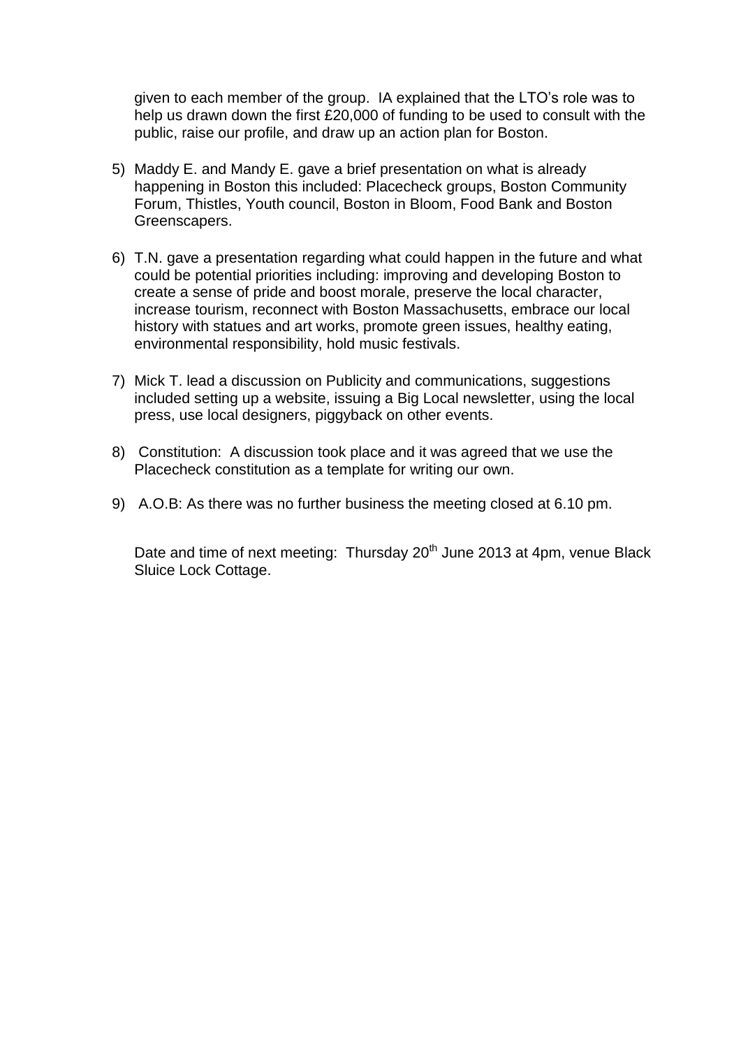given to each member of the group. IA explained that the LTO's role was to help us drawn down the first £20,000 of funding to be used to consult with the public, raise our profile, and draw up an action plan for Boston.

5) Maddy E. and Mandy E. gave a brief presentation on what is already happening in Boston this included: Placecheck groups, Boston Community Forum, Thistles, Youth council, Boston in Bloom, Food Bank and Boston Greenscapers.

6) T.N. gave a presentation regarding what could happen in the future and what could be potential priorities including: improving and developing Boston to create a sense of pride and boost morale, preserve the local character, increase tourism, reconnect with Boston Massachusetts, embrace our local history with statues and art works, promote green issues, healthy eating, environmental responsibility, hold music festivals.

7) Mick T. lead a discussion on Publicity and communications, suggestions included setting up a website, issuing a Big Local newsletter, using the local press, use local designers, piggyback on other events.

8) Constitution: A discussion took place and it was agreed that we use the Placecheck constitution as a template for writing our own.

9) A.O.B: As there was no further business the meeting closed at 6.10 pm.

Date and time of next meeting: Thursday 20th June 2013 at 4pm, venue Black Sluice Lock Cottage.